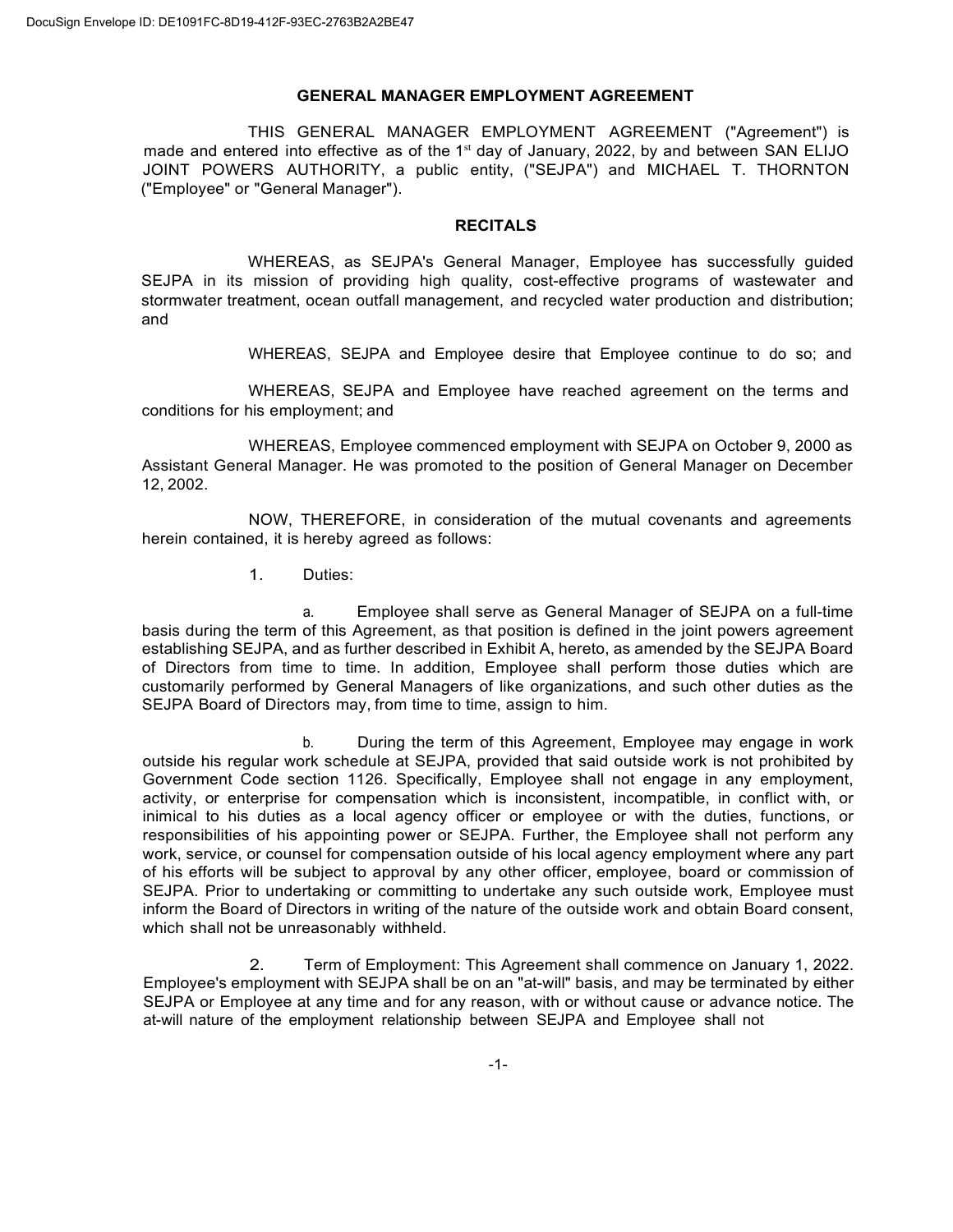# GENERAL MANAGER EMPLOYMENT AGREEMENT

THIS GENERAL MANAGER EMPLOYMENT AGREEMENT ("Agreement") is made and entered into effective as of the 1st day of January, 2022, by and between SAN ELIJO JOINT POWERS AUTHORITY, a public entity, ("SEJPA") and MICHAEL T. THORNTON ("Employee" or "General Manager").

## RECITALS

WHEREAS, as SEJPA's General Manager, Employee has successfully guided SEJPA in its mission of providing high quality, cost-effective programs of wastewater and stormwater treatment, ocean outfall management, and recycled water production and distribution; and

WHEREAS, SEJPA and Employee desire that Employee continue to do so; and

WHEREAS, SEJPA and Employee have reached agreement on the terms and conditions for his employment; and

WHEREAS, Employee commenced employment with SEJPA on October 9, 2000 as Assistant General Manager. He was promoted to the position of General Manager on December 12, 2002.

NOW, THEREFORE, in consideration of the mutual covenants and agreements herein contained, it is hereby agreed as follows:

1. Duties:

   a. Employee shall serve as General Manager of SEJPA on a full-time basis during the term of this Agreement, as that position is defined in the joint powers agreement establishing SEJPA, and as further described in Exhibit A, hereto, as amended by the SEJPA Board of Directors from time to time. In addition, Employee shall perform those duties which are customarily performed by General Managers of like organizations, and such other duties as the SEJPA Board of Directors may, from time to time, assign to him.

   b. During the term of this Agreement, Employee may engage in work outside his regular work schedule at SEJPA, provided that said outside work is not prohibited by Government Code section 1126. Specifically, Employee shall not engage in any employment, activity, or enterprise for compensation which is inconsistent, incompatible, in conflict with, or inimical to his duties as a local agency officer or employee or with the duties, functions, or responsibilities of his appointing power or SEJPA. Further, the Employee shall not perform any work, service, or counsel for compensation outside of his local agency employment where any part of his efforts will be subject to approval by any other officer, employee, board or commission of SEJPA. Prior to undertaking or committing to undertake any such outside work, Employee must inform the Board of Directors in writing of the nature of the outside work and obtain Board consent, which shall not be unreasonably withheld.

2. Term of Employment: This Agreement shall commence on January 1, 2022. Employee's employment with SEJPA shall be on an "at-will" basis, and may be terminated by either SEJPA or Employee at any time and for any reason, with or without cause or advance notice. The at-will nature of the employment relationship between SEJPA and Employee shall not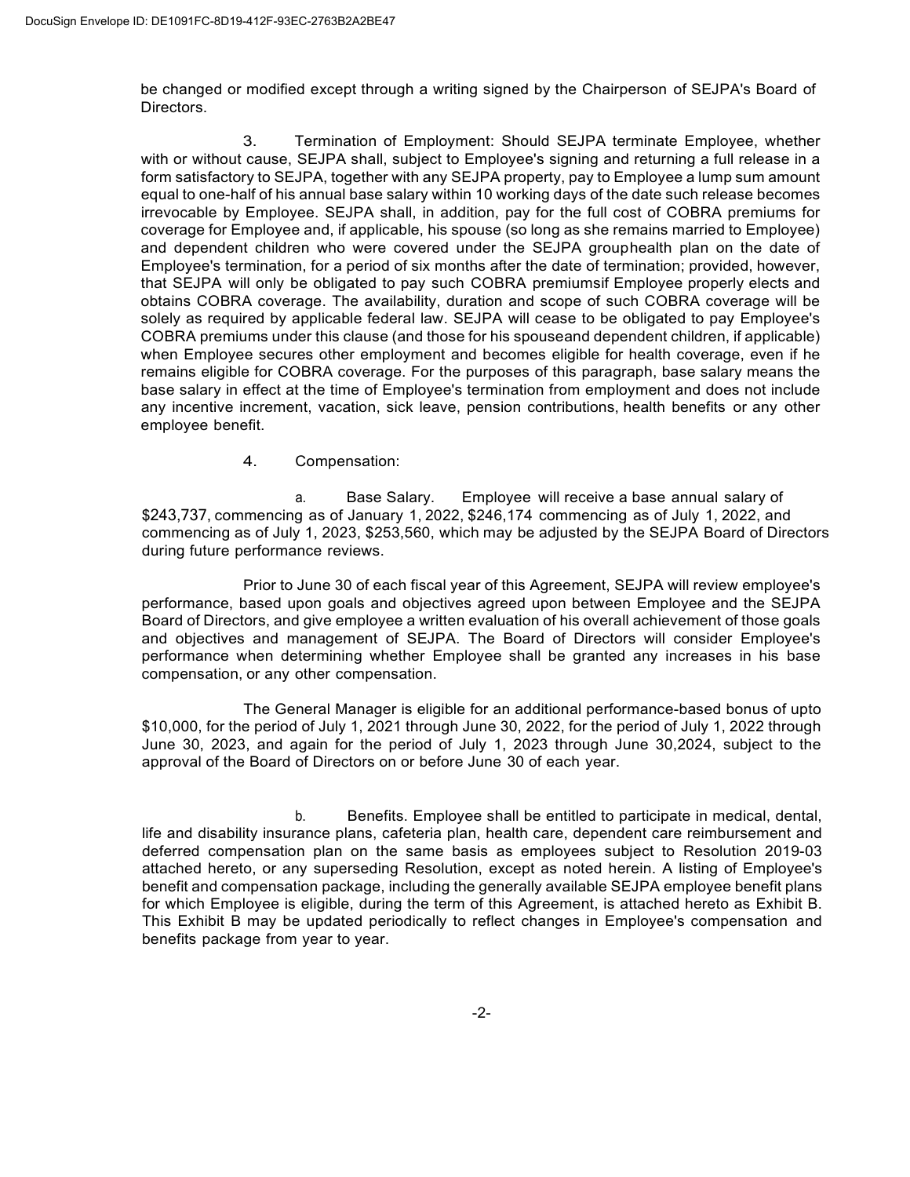be changed or modified except through a writing signed by the Chairperson of SEJPA's Board of Directors.

3. Termination of Employment: Should SEJPA terminate Employee, whether with or without cause, SEJPA shall, subject to Employee's signing and returning a full release in a form satisfactory to SEJPA, together with any SEJPA property, pay to Employee a lump sum amount equal to one-half of his annual base salary within 10 working days of the date such release becomes irrevocable by Employee. SEJPA shall, in addition, pay for the full cost of COBRA premiums for coverage for Employee and, if applicable, his spouse (so long as she remains married to Employee) and dependent children who were covered under the SEJPA grouphealth plan on the date of Employee's termination, for a period of six months after the date of termination; provided, however, that SEJPA will only be obligated to pay such COBRA premiumsif Employee properly elects and obtains COBRA coverage. The availability, duration and scope of such COBRA coverage will be solely as required by applicable federal law. SEJPA will cease to be obligated to pay Employee's COBRA premiums under this clause (and those for his spouseand dependent children, if applicable) when Employee secures other employment and becomes eligible for health coverage, even if he remains eligible for COBRA coverage. For the purposes of this paragraph, base salary means the base salary in effect at the time of Employee's termination from employment and does not include any incentive increment, vacation, sick leave, pension contributions, health benefits or any other employee benefit.

4. Compensation:

a. Base Salary. Employee will receive a base annual salary of $243,737, commencing as of January 1, 2022, $246,174 commencing as of July 1, 2022, and commencing as of July 1, 2023, $253,560, which may be adjusted by the SEJPA Board of Directors during future performance reviews.

Prior to June 30 of each fiscal year of this Agreement, SEJPA will review employee's performance, based upon goals and objectives agreed upon between Employee and the SEJPA Board of Directors, and give employee a written evaluation of his overall achievement of those goals and objectives and management of SEJPA. The Board of Directors will consider Employee's performance when determining whether Employee shall be granted any increases in his base compensation, or any other compensation.

The General Manager is eligible for an additional performance-based bonus of upto $10,000, for the period of July 1, 2021 through June 30, 2022, for the period of July 1, 2022 through June 30, 2023, and again for the period of July 1, 2023 through June 30,2024, subject to the approval of the Board of Directors on or before June 30 of each year.

b. Benefits. Employee shall be entitled to participate in medical, dental, life and disability insurance plans, cafeteria plan, health care, dependent care reimbursement and deferred compensation plan on the same basis as employees subject to Resolution 2019-03 attached hereto, or any superseding Resolution, except as noted herein. A listing of Employee's benefit and compensation package, including the generally available SEJPA employee benefit plans for which Employee is eligible, during the term of this Agreement, is attached hereto as Exhibit B. This Exhibit B may be updated periodically to reflect changes in Employee's compensation and benefits package from year to year.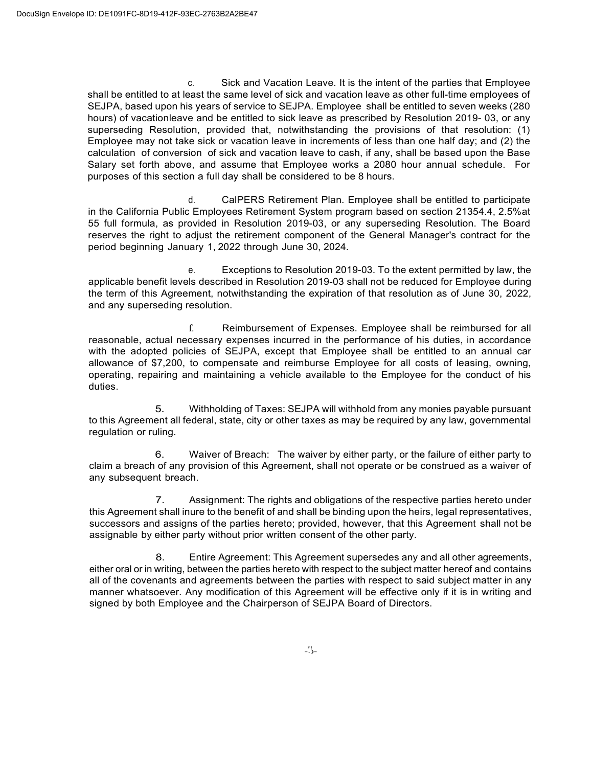c. Sick and Vacation Leave. It is the intent of the parties that Employee shall be entitled to at least the same level of sick and vacation leave as other full-time employees of SEJPA, based upon his years of service to SEJPA. Employee shall be entitled to seven weeks (280 hours) of vacationleave and be entitled to sick leave as prescribed by Resolution 2019- 03, or any superseding Resolution, provided that, notwithstanding the provisions of that resolution: (1) Employee may not take sick or vacation leave in increments of less than one half day; and (2) the calculation of conversion of sick and vacation leave to cash, if any, shall be based upon the Base Salary set forth above, and assume that Employee works a 2080 hour annual schedule. For purposes of this section a full day shall be considered to be 8 hours.

d. CalPERS Retirement Plan. Employee shall be entitled to participate in the California Public Employees Retirement System program based on section 21354.4, 2.5%at 55 full formula, as provided in Resolution 2019-03, or any superseding Resolution. The Board reserves the right to adjust the retirement component of the General Manager's contract for the period beginning January 1, 2022 through June 30, 2024.

e. Exceptions to Resolution 2019-03. To the extent permitted by law, the applicable benefit levels described in Resolution 2019-03 shall not be reduced for Employee during the term of this Agreement, notwithstanding the expiration of that resolution as of June 30, 2022, and any superseding resolution.

f. Reimbursement of Expenses. Employee shall be reimbursed for all reasonable, actual necessary expenses incurred in the performance of his duties, in accordance with the adopted policies of SEJPA, except that Employee shall be entitled to an annual car allowance of $7,200, to compensate and reimburse Employee for all costs of leasing, owning, operating, repairing and maintaining a vehicle available to the Employee for the conduct of his duties.

5. Withholding of Taxes: SEJPA will withhold from any monies payable pursuant to this Agreement all federal, state, city or other taxes as may be required by any law, governmental regulation or ruling.

6. Waiver of Breach: The waiver by either party, or the failure of either party to claim a breach of any provision of this Agreement, shall not operate or be construed as a waiver of any subsequent breach.

7. Assignment: The rights and obligations of the respective parties hereto under this Agreement shall inure to the benefit of and shall be binding upon the heirs, legal representatives, successors and assigns of the parties hereto; provided, however, that this Agreement shall not be assignable by either party without prior written consent of the other party.

8. Entire Agreement: This Agreement supersedes any and all other agreements, either oral or in writing, between the parties hereto with respect to the subject matter hereof and contains all of the covenants and agreements between the parties with respect to said subject matter in any manner whatsoever. Any modification of this Agreement will be effective only if it is in writing and signed by both Employee and the Chairperson of SEJPA Board of Directors.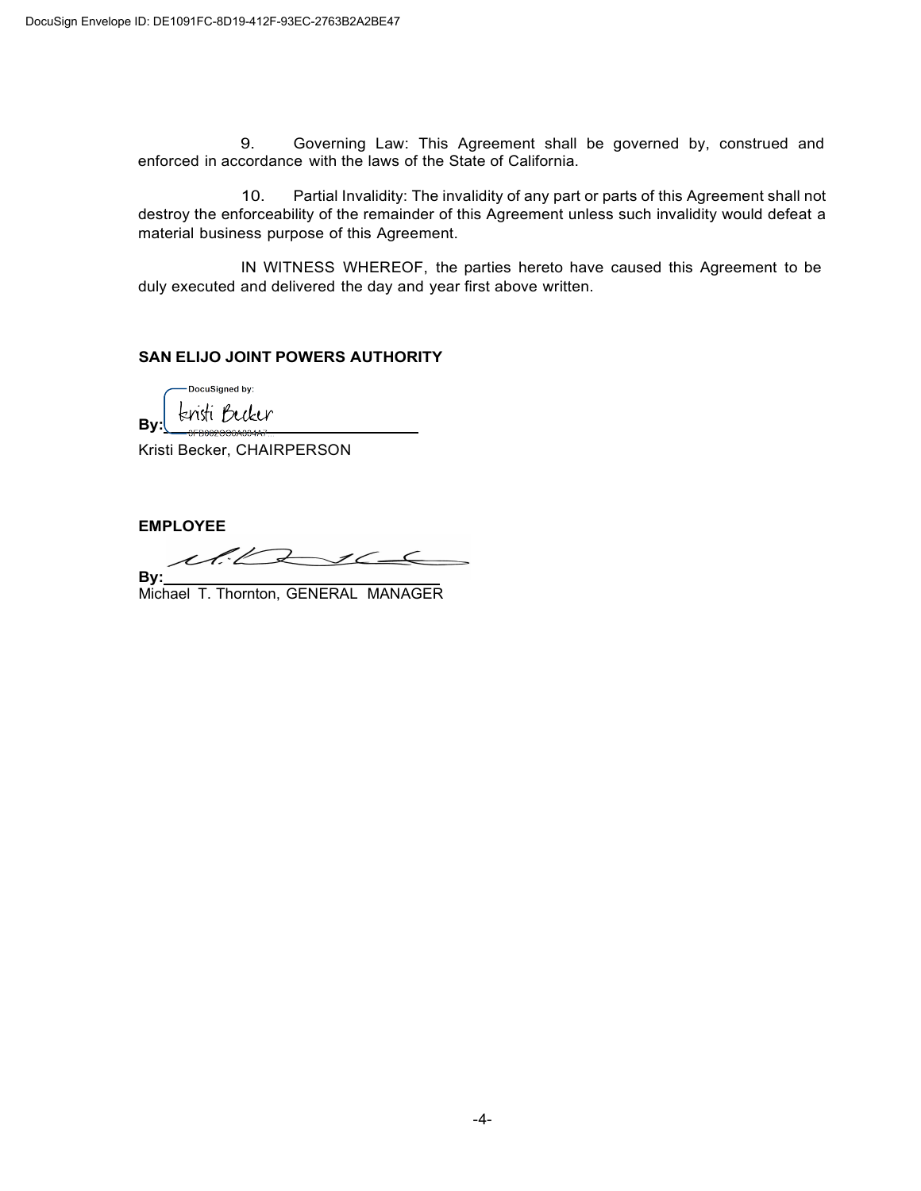9. Governing Law: This Agreement shall be governed by, construed and enforced in accordance with the laws of the State of California.

10. Partial Invalidity: The invalidity of any part or parts of this Agreement shall not destroy the enforceability of the remainder of this Agreement unless such invalidity would defeat a material business purpose of this Agreement.

IN WITNESS WHEREOF, the parties hereto have caused this Agreement to be duly executed and delivered the day and year first above written.

**SAN ELIJO JOINT POWERS AUTHORITY**

DocuSigned by:

**By:** Kristi Becker

Kristi Becker, CHAIRPERSON

**EMPLOYEE**

**By:** ______________________________

Michael T. Thornton, GENERAL MANAGER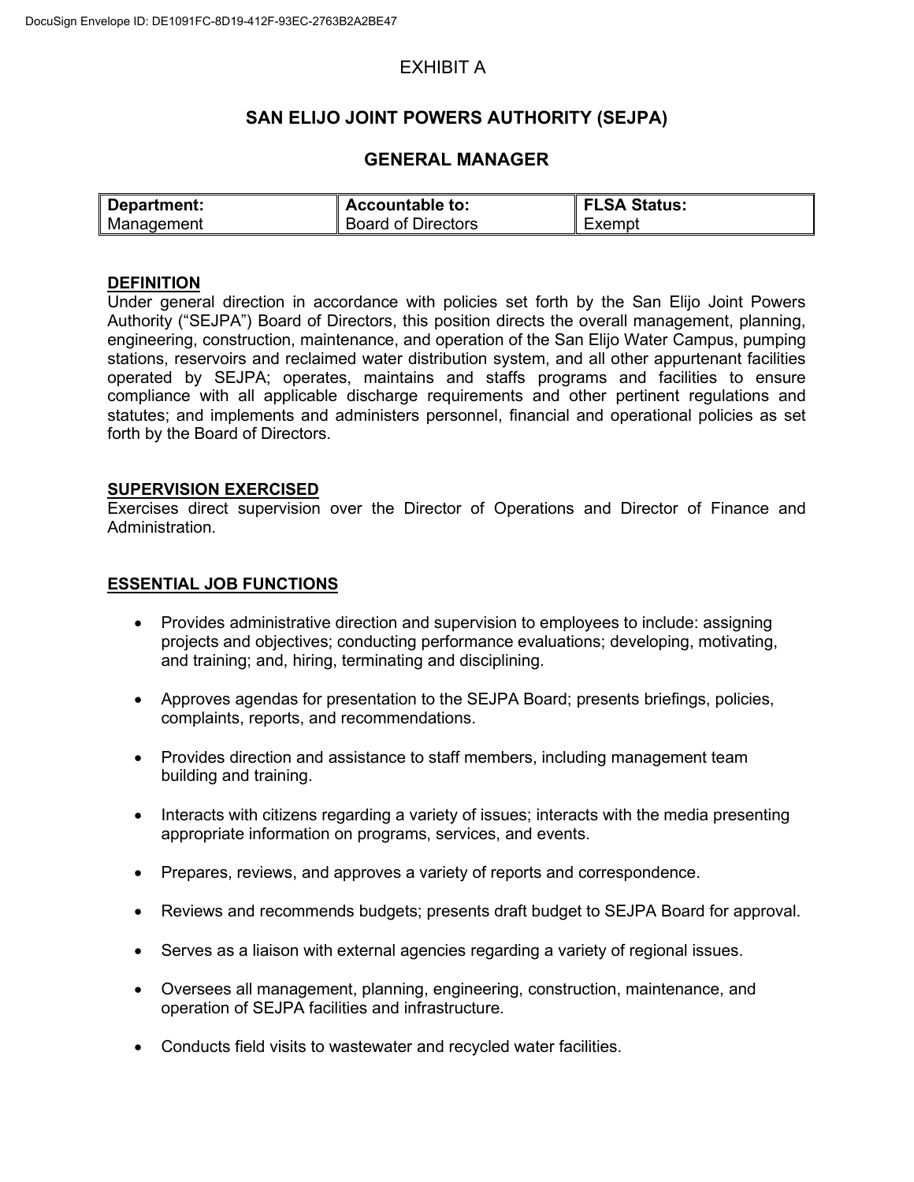# EXHIBIT A

## SAN ELIJO JOINT POWERS AUTHORITY (SEJPA)

## GENERAL MANAGER

| Department: | Accountable to: | FLSA Status: |
|---|---|---|
| Management | Board of Directors | Exempt |

### DEFINITION

Under general direction in accordance with policies set forth by the San Elijo Joint Powers Authority ("SEJPA") Board of Directors, this position directs the overall management, planning, engineering, construction, maintenance, and operation of the San Elijo Water Campus, pumping stations, reservoirs and reclaimed water distribution system, and all other appurtenant facilities operated by SEJPA; operates, maintains and staffs programs and facilities to ensure compliance with all applicable discharge requirements and other pertinent regulations and statutes; and implements and administers personnel, financial and operational policies as set forth by the Board of Directors.

### SUPERVISION EXERCISED

Exercises direct supervision over the Director of Operations and Director of Finance and Administration.

### ESSENTIAL JOB FUNCTIONS

- Provides administrative direction and supervision to employees to include: assigning projects and objectives; conducting performance evaluations; developing, motivating, and training; and, hiring, terminating and disciplining.

- Approves agendas for presentation to the SEJPA Board; presents briefings, policies, complaints, reports, and recommendations.

- Provides direction and assistance to staff members, including management team building and training.

- Interacts with citizens regarding a variety of issues; interacts with the media presenting appropriate information on programs, services, and events.

- Prepares, reviews, and approves a variety of reports and correspondence.

- Reviews and recommends budgets; presents draft budget to SEJPA Board for approval.

- Serves as a liaison with external agencies regarding a variety of regional issues.

- Oversees all management, planning, engineering, construction, maintenance, and operation of SEJPA facilities and infrastructure.

- Conducts field visits to wastewater and recycled water facilities.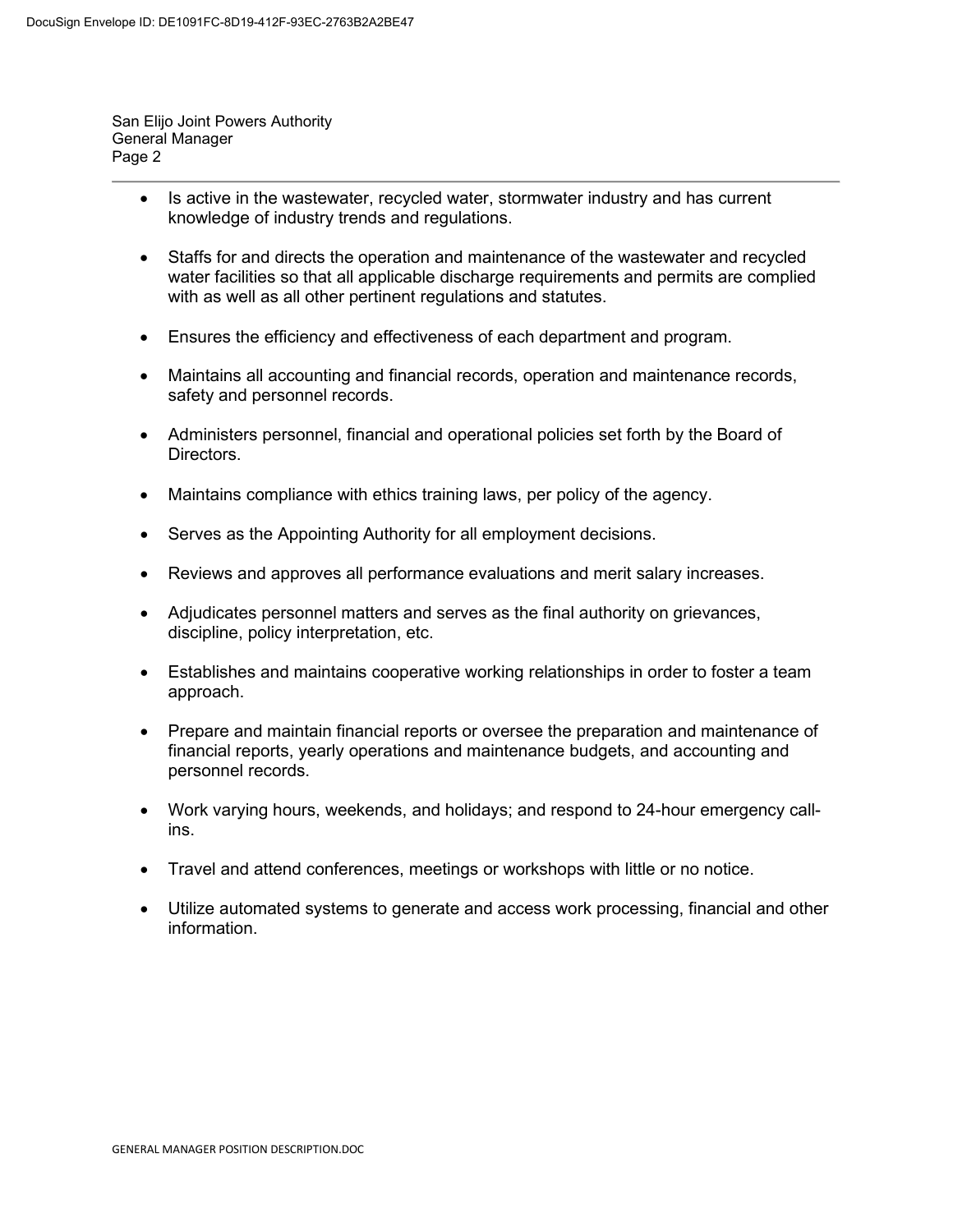- Is active in the wastewater, recycled water, stormwater industry and has current knowledge of industry trends and regulations.
- Staffs for and directs the operation and maintenance of the wastewater and recycled water facilities so that all applicable discharge requirements and permits are complied with as well as all other pertinent regulations and statutes.
- Ensures the efficiency and effectiveness of each department and program.
- Maintains all accounting and financial records, operation and maintenance records, safety and personnel records.
- Administers personnel, financial and operational policies set forth by the Board of Directors.
- Maintains compliance with ethics training laws, per policy of the agency.
- Serves as the Appointing Authority for all employment decisions.
- Reviews and approves all performance evaluations and merit salary increases.
- Adjudicates personnel matters and serves as the final authority on grievances, discipline, policy interpretation, etc.
- Establishes and maintains cooperative working relationships in order to foster a team approach.
- Prepare and maintain financial reports or oversee the preparation and maintenance of financial reports, yearly operations and maintenance budgets, and accounting and personnel records.
- Work varying hours, weekends, and holidays; and respond to 24-hour emergency call-ins.
- Travel and attend conferences, meetings or workshops with little or no notice.
- Utilize automated systems to generate and access work processing, financial and other information.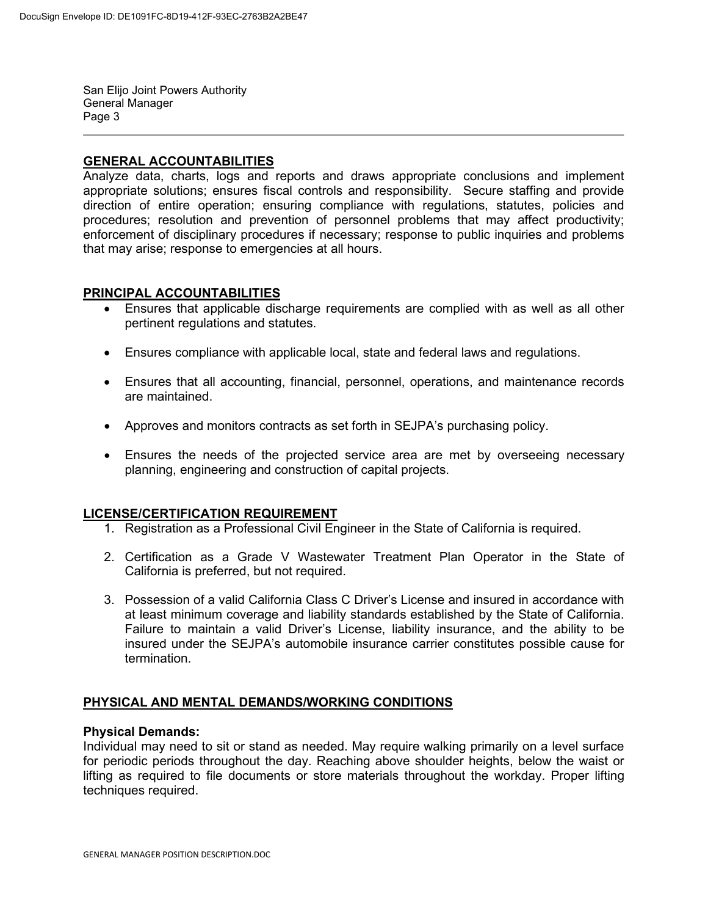## GENERAL ACCOUNTABILITIES

Analyze data, charts, logs and reports and draws appropriate conclusions and implement appropriate solutions; ensures fiscal controls and responsibility. Secure staffing and provide direction of entire operation; ensuring compliance with regulations, statutes, policies and procedures; resolution and prevention of personnel problems that may affect productivity; enforcement of disciplinary procedures if necessary; response to public inquiries and problems that may arise; response to emergencies at all hours.

## PRINCIPAL ACCOUNTABILITIES

- Ensures that applicable discharge requirements are complied with as well as all other pertinent regulations and statutes.
- Ensures compliance with applicable local, state and federal laws and regulations.
- Ensures that all accounting, financial, personnel, operations, and maintenance records are maintained.
- Approves and monitors contracts as set forth in SEJPA's purchasing policy.
- Ensures the needs of the projected service area are met by overseeing necessary planning, engineering and construction of capital projects.

## LICENSE/CERTIFICATION REQUIREMENT

1. Registration as a Professional Civil Engineer in the State of California is required.
2. Certification as a Grade V Wastewater Treatment Plan Operator in the State of California is preferred, but not required.
3. Possession of a valid California Class C Driver's License and insured in accordance with at least minimum coverage and liability standards established by the State of California. Failure to maintain a valid Driver's License, liability insurance, and the ability to be insured under the SEJPA's automobile insurance carrier constitutes possible cause for termination.

## PHYSICAL AND MENTAL DEMANDS/WORKING CONDITIONS

**Physical Demands:**

Individual may need to sit or stand as needed. May require walking primarily on a level surface for periodic periods throughout the day. Reaching above shoulder heights, below the waist or lifting as required to file documents or store materials throughout the workday. Proper lifting techniques required.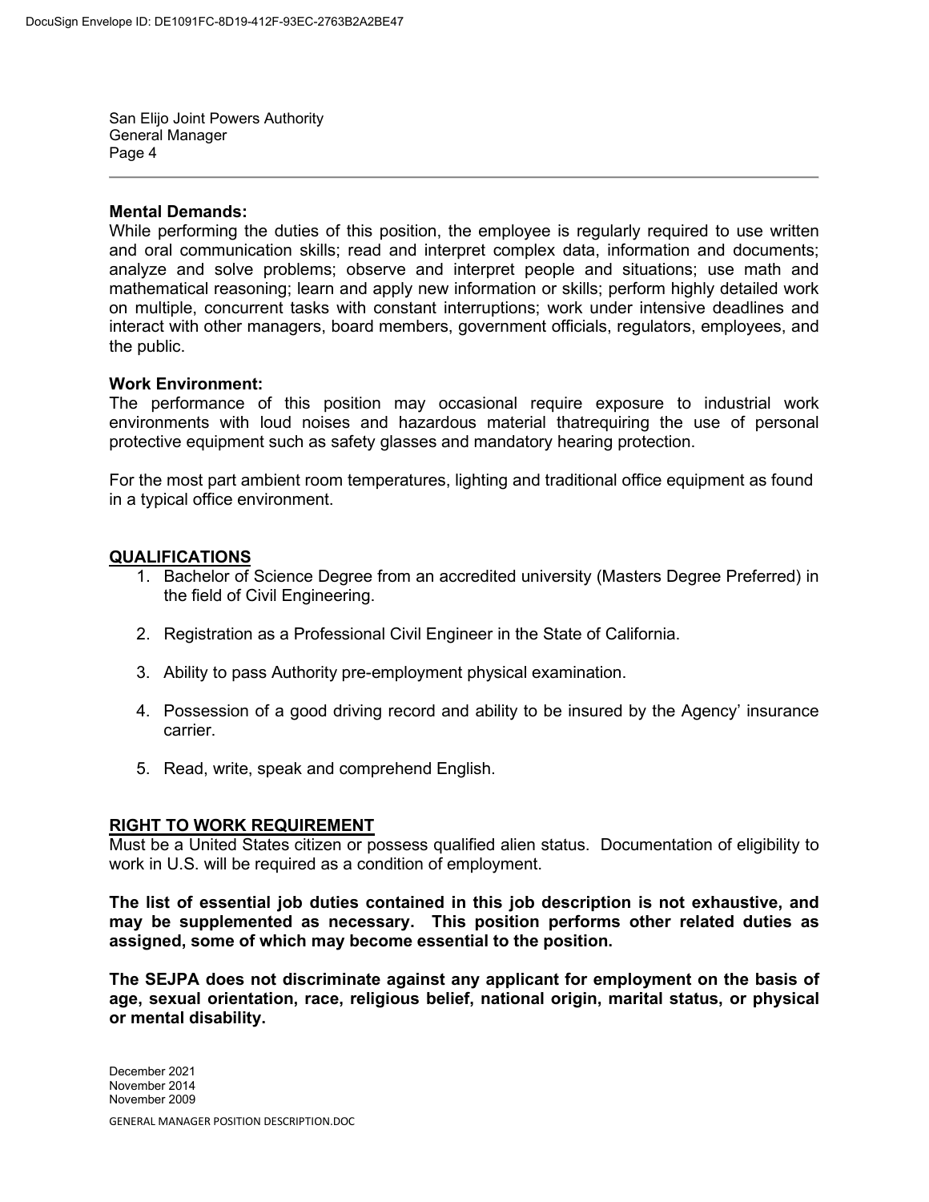**Mental Demands:**
While performing the duties of this position, the employee is regularly required to use written and oral communication skills; read and interpret complex data, information and documents; analyze and solve problems; observe and interpret people and situations; use math and mathematical reasoning; learn and apply new information or skills; perform highly detailed work on multiple, concurrent tasks with constant interruptions; work under intensive deadlines and interact with other managers, board members, government officials, regulators, employees, and the public.

**Work Environment:**
The performance of this position may occasional require exposure to industrial work environments with loud noises and hazardous material thatrequiring the use of personal protective equipment such as safety glasses and mandatory hearing protection.

For the most part ambient room temperatures, lighting and traditional office equipment as found in a typical office environment.

## QUALIFICATIONS

1. Bachelor of Science Degree from an accredited university (Masters Degree Preferred) in the field of Civil Engineering.

2. Registration as a Professional Civil Engineer in the State of California.

3. Ability to pass Authority pre-employment physical examination.

4. Possession of a good driving record and ability to be insured by the Agency' insurance carrier.

5. Read, write, speak and comprehend English.

## RIGHT TO WORK REQUIREMENT

Must be a United States citizen or possess qualified alien status. Documentation of eligibility to work in U.S. will be required as a condition of employment.

**The list of essential job duties contained in this job description is not exhaustive, and may be supplemented as necessary. This position performs other related duties as assigned, some of which may become essential to the position.**

**The SEJPA does not discriminate against any applicant for employment on the basis of age, sexual orientation, race, religious belief, national origin, marital status, or physical or mental disability.**

December 2021
November 2014
November 2009

GENERAL MANAGER POSITION DESCRIPTION.DOC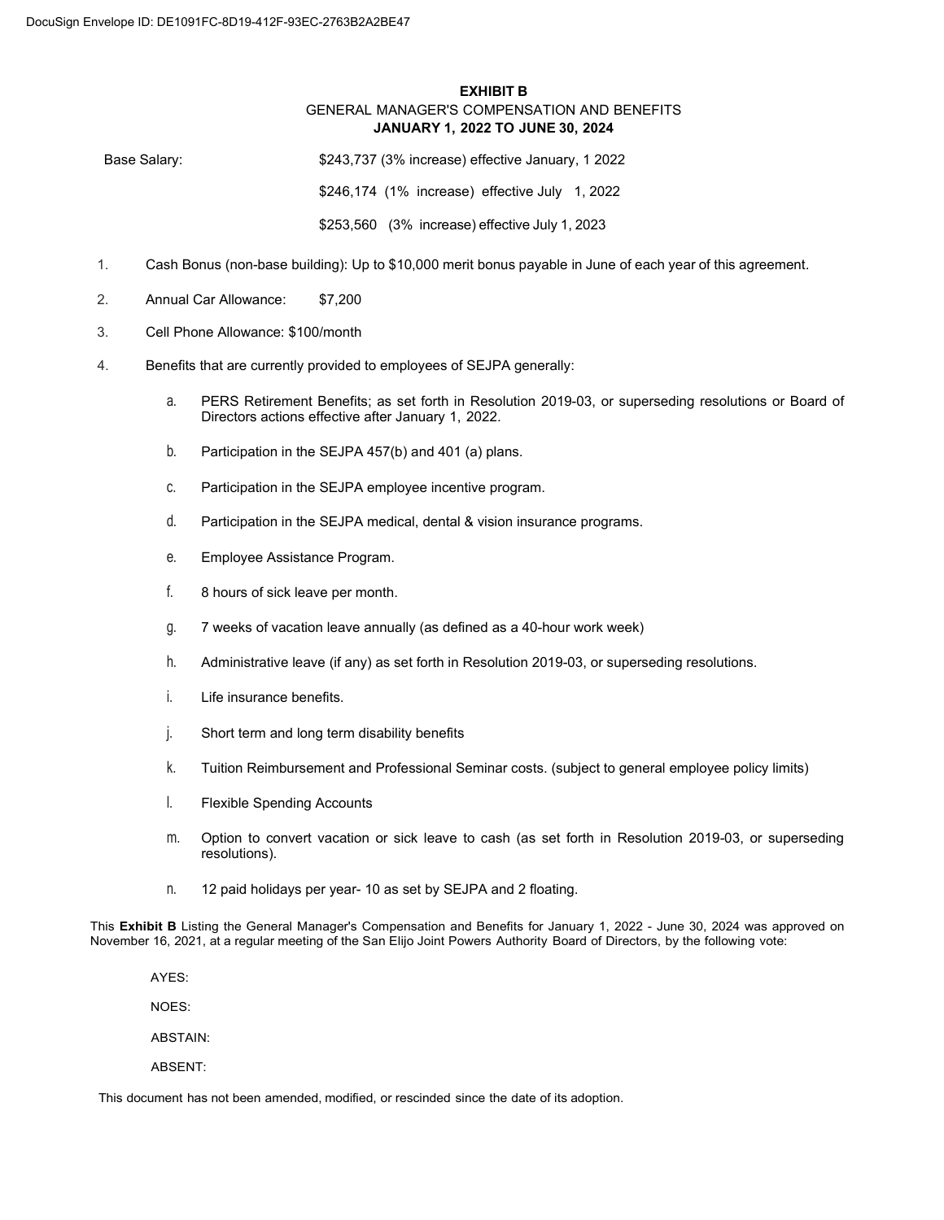DocuSign Envelope ID: DE1091FC-8D19-412F-93EC-2763B2A2BE47

**EXHIBIT B**

GENERAL MANAGER'S COMPENSATION AND BENEFITS

**JANUARY 1, 2022 TO JUNE 30, 2024**

| | |
|---|---|
| Base Salary: | $243,737 (3% increase) effective January, 1 2022 |
| | $246,174 (1% increase) effective July 1, 2022 |
| | $253,560 (3% increase) effective July 1, 2023 |

1. Cash Bonus (non-base building): Up to $10,000 merit bonus payable in June of each year of this agreement.
2. Annual Car Allowance: $7,200
3. Cell Phone Allowance: $100/month
4. Benefits that are currently provided to employees of SEJPA generally:
   a. PERS Retirement Benefits; as set forth in Resolution 2019-03, or superseding resolutions or Board of Directors actions effective after January 1, 2022.
   b. Participation in the SEJPA 457(b) and 401 (a) plans.
   c. Participation in the SEJPA employee incentive program.
   d. Participation in the SEJPA medical, dental & vision insurance programs.
   e. Employee Assistance Program.
   f. 8 hours of sick leave per month.
   g. 7 weeks of vacation leave annually (as defined as a 40-hour work week)
   h. Administrative leave (if any) as set forth in Resolution 2019-03, or superseding resolutions.
   i. Life insurance benefits.
   j. Short term and long term disability benefits
   k. Tuition Reimbursement and Professional Seminar costs. (subject to general employee policy limits)
   l. Flexible Spending Accounts
   m. Option to convert vacation or sick leave to cash (as set forth in Resolution 2019-03, or superseding resolutions).
   n. 12 paid holidays per year- 10 as set by SEJPA and 2 floating.

This **Exhibit B** Listing the General Manager's Compensation and Benefits for January 1, 2022 - June 30, 2024 was approved on November 16, 2021, at a regular meeting of the San Elijo Joint Powers Authority Board of Directors, by the following vote:

AYES:

NOES:

ABSTAIN:

ABSENT:

This document has not been amended, modified, or rescinded since the date of its adoption.